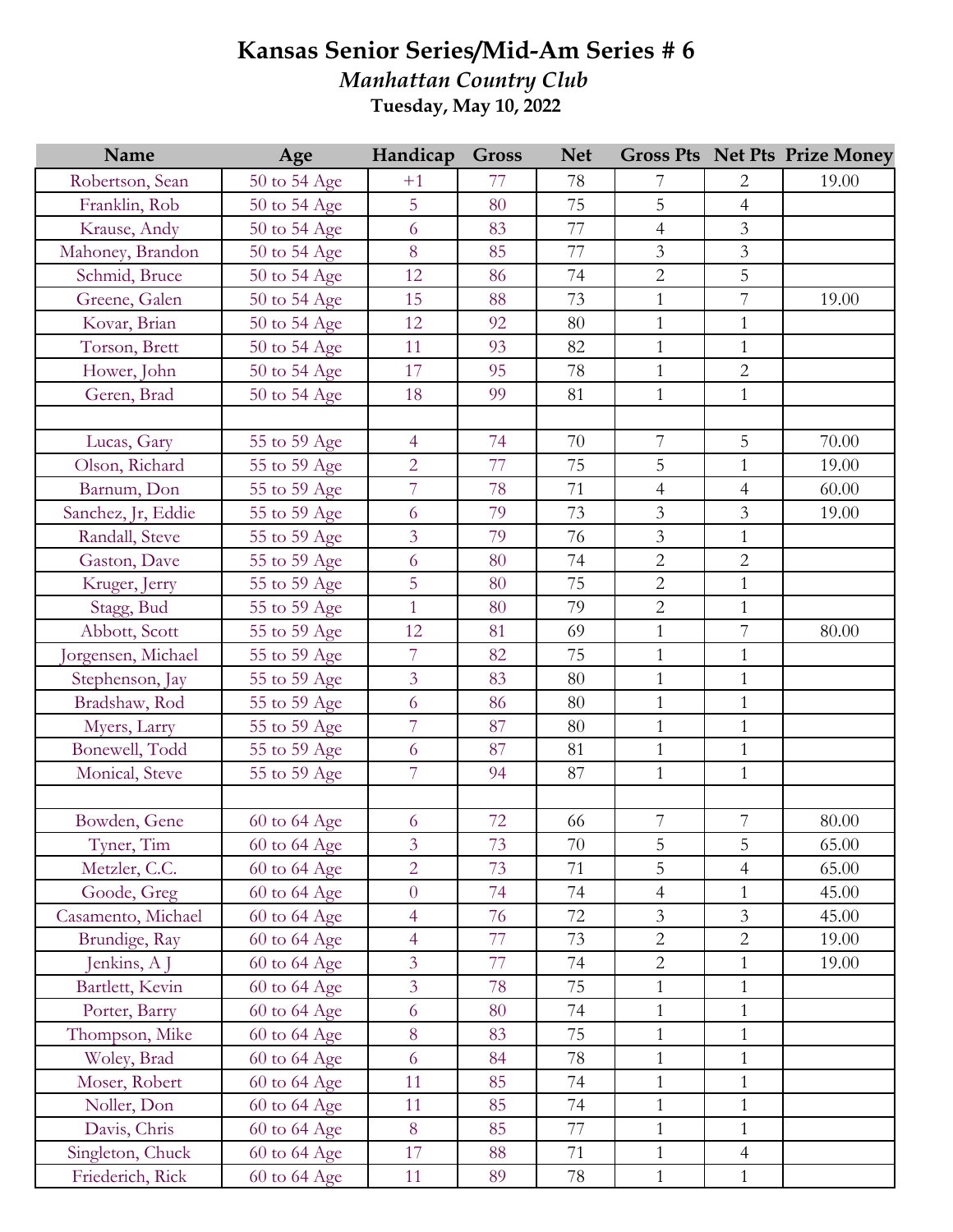# Kansas Senior Series/Mid-Am Series # 6

## *Manhattan Country Club*

### Tuesday, May 10, 2022

| Name | Age | Handicap | Gross | Net | Gross Pts | Net Pts | Prize Money |
|---|---|---|---|---|---|---|---|
| Robertson, Sean | 50 to 54 Age | +1 | 77 | 78 | 7 | 2 | 19.00 |
| Franklin, Rob | 50 to 54 Age | 5 | 80 | 75 | 5 | 4 | |
| Krause, Andy | 50 to 54 Age | 6 | 83 | 77 | 4 | 3 | |
| Mahoney, Brandon | 50 to 54 Age | 8 | 85 | 77 | 3 | 3 | |
| Schmid, Bruce | 50 to 54 Age | 12 | 86 | 74 | 2 | 5 | |
| Greene, Galen | 50 to 54 Age | 15 | 88 | 73 | 1 | 7 | 19.00 |
| Kovar, Brian | 50 to 54 Age | 12 | 92 | 80 | 1 | 1 | |
| Torson, Brett | 50 to 54 Age | 11 | 93 | 82 | 1 | 1 | |
| Hower, John | 50 to 54 Age | 17 | 95 | 78 | 1 | 2 | |
| Geren, Brad | 50 to 54 Age | 18 | 99 | 81 | 1 | 1 | |
| | | | | | | | |
| Lucas, Gary | 55 to 59 Age | 4 | 74 | 70 | 7 | 5 | 70.00 |
| Olson, Richard | 55 to 59 Age | 2 | 77 | 75 | 5 | 1 | 19.00 |
| Barnum, Don | 55 to 59 Age | 7 | 78 | 71 | 4 | 4 | 60.00 |
| Sanchez, Jr, Eddie | 55 to 59 Age | 6 | 79 | 73 | 3 | 3 | 19.00 |
| Randall, Steve | 55 to 59 Age | 3 | 79 | 76 | 3 | 1 | |
| Gaston, Dave | 55 to 59 Age | 6 | 80 | 74 | 2 | 2 | |
| Kruger, Jerry | 55 to 59 Age | 5 | 80 | 75 | 2 | 1 | |
| Stagg, Bud | 55 to 59 Age | 1 | 80 | 79 | 2 | 1 | |
| Abbott, Scott | 55 to 59 Age | 12 | 81 | 69 | 1 | 7 | 80.00 |
| Jorgensen, Michael | 55 to 59 Age | 7 | 82 | 75 | 1 | 1 | |
| Stephenson, Jay | 55 to 59 Age | 3 | 83 | 80 | 1 | 1 | |
| Bradshaw, Rod | 55 to 59 Age | 6 | 86 | 80 | 1 | 1 | |
| Myers, Larry | 55 to 59 Age | 7 | 87 | 80 | 1 | 1 | |
| Bonewell, Todd | 55 to 59 Age | 6 | 87 | 81 | 1 | 1 | |
| Monical, Steve | 55 to 59 Age | 7 | 94 | 87 | 1 | 1 | |
| | | | | | | | |
| Bowden, Gene | 60 to 64 Age | 6 | 72 | 66 | 7 | 7 | 80.00 |
| Tyner, Tim | 60 to 64 Age | 3 | 73 | 70 | 5 | 5 | 65.00 |
| Metzler, C.C. | 60 to 64 Age | 2 | 73 | 71 | 5 | 4 | 65.00 |
| Goode, Greg | 60 to 64 Age | 0 | 74 | 74 | 4 | 1 | 45.00 |
| Casamento, Michael | 60 to 64 Age | 4 | 76 | 72 | 3 | 3 | 45.00 |
| Brundige, Ray | 60 to 64 Age | 4 | 77 | 73 | 2 | 2 | 19.00 |
| Jenkins, A J | 60 to 64 Age | 3 | 77 | 74 | 2 | 1 | 19.00 |
| Bartlett, Kevin | 60 to 64 Age | 3 | 78 | 75 | 1 | 1 | |
| Porter, Barry | 60 to 64 Age | 6 | 80 | 74 | 1 | 1 | |
| Thompson, Mike | 60 to 64 Age | 8 | 83 | 75 | 1 | 1 | |
| Woley, Brad | 60 to 64 Age | 6 | 84 | 78 | 1 | 1 | |
| Moser, Robert | 60 to 64 Age | 11 | 85 | 74 | 1 | 1 | |
| Noller, Don | 60 to 64 Age | 11 | 85 | 74 | 1 | 1 | |
| Davis, Chris | 60 to 64 Age | 8 | 85 | 77 | 1 | 1 | |
| Singleton, Chuck | 60 to 64 Age | 17 | 88 | 71 | 1 | 4 | |
| Friederich, Rick | 60 to 64 Age | 11 | 89 | 78 | 1 | 1 | |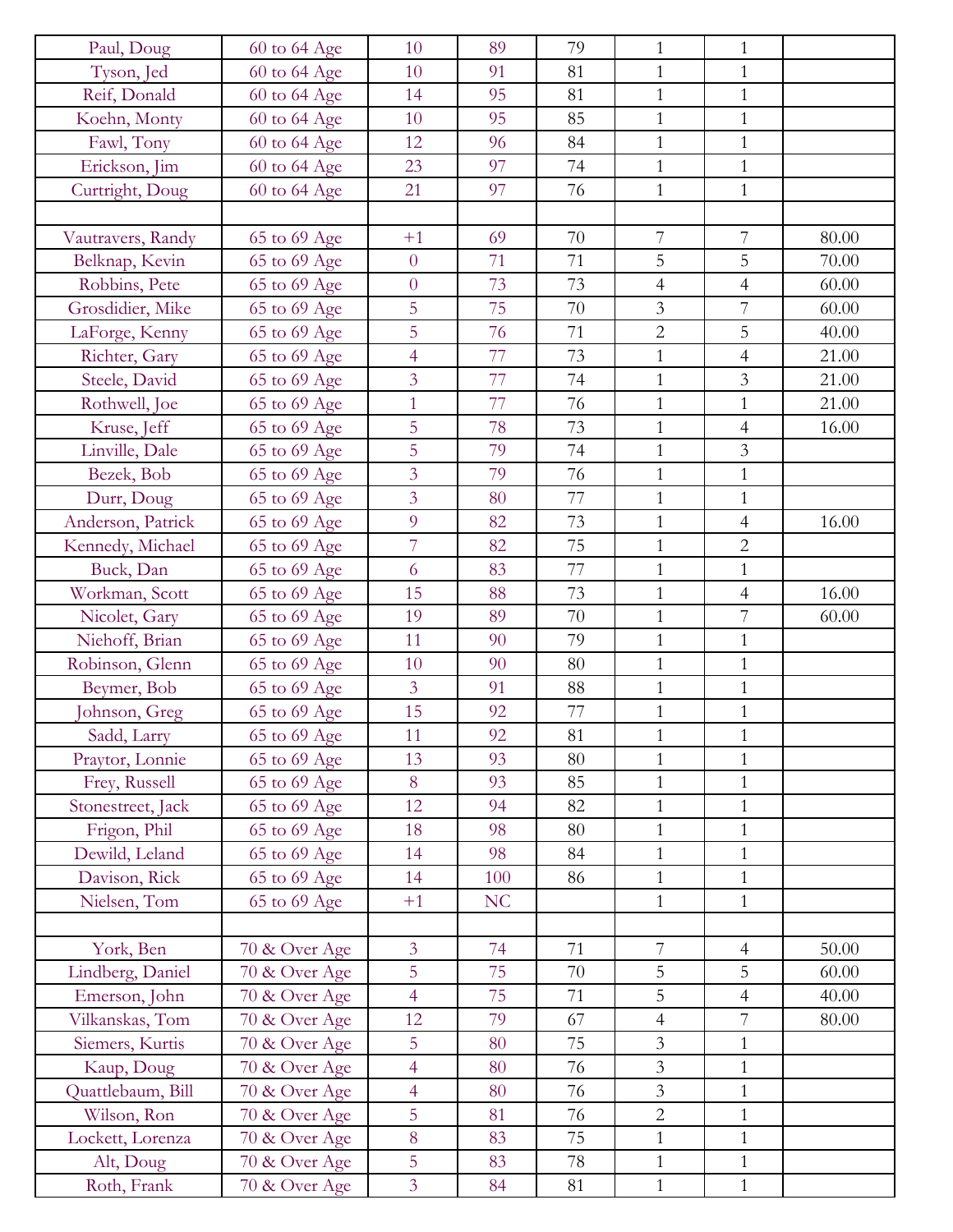| | | | | | | | |
|---|---|---|---|---|---|---|---|
| Paul, Doug | 60 to 64 Age | 10 | 89 | 79 | 1 | 1 | |
| Tyson, Jed | 60 to 64 Age | 10 | 91 | 81 | 1 | 1 | |
| Reif, Donald | 60 to 64 Age | 14 | 95 | 81 | 1 | 1 | |
| Koehn, Monty | 60 to 64 Age | 10 | 95 | 85 | 1 | 1 | |
| Fawl, Tony | 60 to 64 Age | 12 | 96 | 84 | 1 | 1 | |
| Erickson, Jim | 60 to 64 Age | 23 | 97 | 74 | 1 | 1 | |
| Curtright, Doug | 60 to 64 Age | 21 | 97 | 76 | 1 | 1 | |
| | | | | | | | |
| Vautravers, Randy | 65 to 69 Age | +1 | 69 | 70 | 7 | 7 | 80.00 |
| Belknap, Kevin | 65 to 69 Age | 0 | 71 | 71 | 5 | 5 | 70.00 |
| Robbins, Pete | 65 to 69 Age | 0 | 73 | 73 | 4 | 4 | 60.00 |
| Grosdidier, Mike | 65 to 69 Age | 5 | 75 | 70 | 3 | 7 | 60.00 |
| LaForge, Kenny | 65 to 69 Age | 5 | 76 | 71 | 2 | 5 | 40.00 |
| Richter, Gary | 65 to 69 Age | 4 | 77 | 73 | 1 | 4 | 21.00 |
| Steele, David | 65 to 69 Age | 3 | 77 | 74 | 1 | 3 | 21.00 |
| Rothwell, Joe | 65 to 69 Age | 1 | 77 | 76 | 1 | 1 | 21.00 |
| Kruse, Jeff | 65 to 69 Age | 5 | 78 | 73 | 1 | 4 | 16.00 |
| Linville, Dale | 65 to 69 Age | 5 | 79 | 74 | 1 | 3 | |
| Bezek, Bob | 65 to 69 Age | 3 | 79 | 76 | 1 | 1 | |
| Durr, Doug | 65 to 69 Age | 3 | 80 | 77 | 1 | 1 | |
| Anderson, Patrick | 65 to 69 Age | 9 | 82 | 73 | 1 | 4 | 16.00 |
| Kennedy, Michael | 65 to 69 Age | 7 | 82 | 75 | 1 | 2 | |
| Buck, Dan | 65 to 69 Age | 6 | 83 | 77 | 1 | 1 | |
| Workman, Scott | 65 to 69 Age | 15 | 88 | 73 | 1 | 4 | 16.00 |
| Nicolet, Gary | 65 to 69 Age | 19 | 89 | 70 | 1 | 7 | 60.00 |
| Niehoff, Brian | 65 to 69 Age | 11 | 90 | 79 | 1 | 1 | |
| Robinson, Glenn | 65 to 69 Age | 10 | 90 | 80 | 1 | 1 | |
| Beymer, Bob | 65 to 69 Age | 3 | 91 | 88 | 1 | 1 | |
| Johnson, Greg | 65 to 69 Age | 15 | 92 | 77 | 1 | 1 | |
| Sadd, Larry | 65 to 69 Age | 11 | 92 | 81 | 1 | 1 | |
| Praytor, Lonnie | 65 to 69 Age | 13 | 93 | 80 | 1 | 1 | |
| Frey, Russell | 65 to 69 Age | 8 | 93 | 85 | 1 | 1 | |
| Stonestreet, Jack | 65 to 69 Age | 12 | 94 | 82 | 1 | 1 | |
| Frigon, Phil | 65 to 69 Age | 18 | 98 | 80 | 1 | 1 | |
| Dewild, Leland | 65 to 69 Age | 14 | 98 | 84 | 1 | 1 | |
| Davison, Rick | 65 to 69 Age | 14 | 100 | 86 | 1 | 1 | |
| Nielsen, Tom | 65 to 69 Age | +1 | NC | | 1 | 1 | |
| | | | | | | | |
| York, Ben | 70 & Over Age | 3 | 74 | 71 | 7 | 4 | 50.00 |
| Lindberg, Daniel | 70 & Over Age | 5 | 75 | 70 | 5 | 5 | 60.00 |
| Emerson, John | 70 & Over Age | 4 | 75 | 71 | 5 | 4 | 40.00 |
| Vilkanskas, Tom | 70 & Over Age | 12 | 79 | 67 | 4 | 7 | 80.00 |
| Siemers, Kurtis | 70 & Over Age | 5 | 80 | 75 | 3 | 1 | |
| Kaup, Doug | 70 & Over Age | 4 | 80 | 76 | 3 | 1 | |
| Quattlebaum, Bill | 70 & Over Age | 4 | 80 | 76 | 3 | 1 | |
| Wilson, Ron | 70 & Over Age | 5 | 81 | 76 | 2 | 1 | |
| Lockett, Lorenza | 70 & Over Age | 8 | 83 | 75 | 1 | 1 | |
| Alt, Doug | 70 & Over Age | 5 | 83 | 78 | 1 | 1 | |
| Roth, Frank | 70 & Over Age | 3 | 84 | 81 | 1 | 1 | |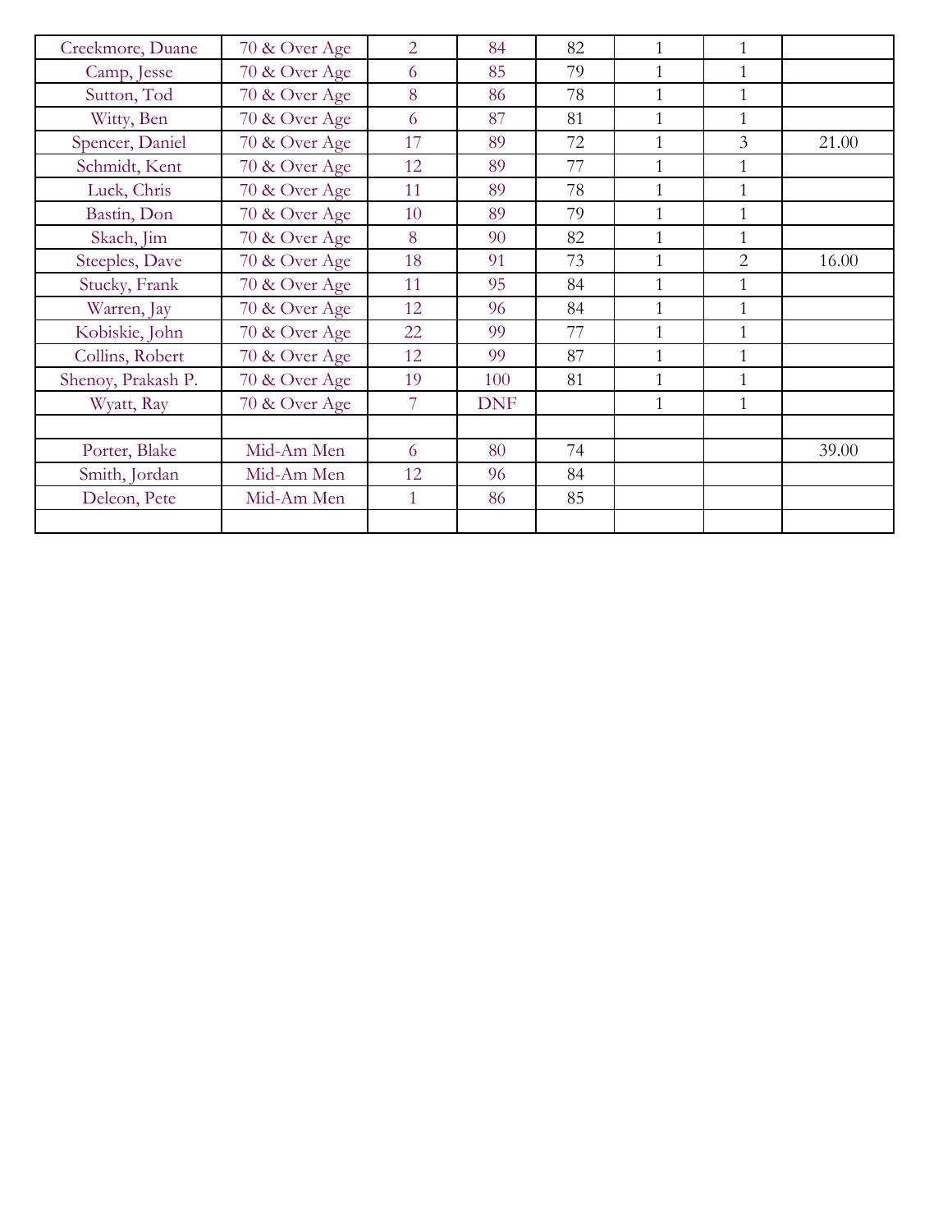| | | | | | | | |
|---|---|---|---|---|---|---|---|
| Creekmore, Duane | 70 & Over Age | 2 | 84 | 82 | 1 | 1 | |
| Camp, Jesse | 70 & Over Age | 6 | 85 | 79 | 1 | 1 | |
| Sutton, Tod | 70 & Over Age | 8 | 86 | 78 | 1 | 1 | |
| Witty, Ben | 70 & Over Age | 6 | 87 | 81 | 1 | 1 | |
| Spencer, Daniel | 70 & Over Age | 17 | 89 | 72 | 1 | 3 | 21.00 |
| Schmidt, Kent | 70 & Over Age | 12 | 89 | 77 | 1 | 1 | |
| Luck, Chris | 70 & Over Age | 11 | 89 | 78 | 1 | 1 | |
| Bastin, Don | 70 & Over Age | 10 | 89 | 79 | 1 | 1 | |
| Skach, Jim | 70 & Over Age | 8 | 90 | 82 | 1 | 1 | |
| Steeples, Dave | 70 & Over Age | 18 | 91 | 73 | 1 | 2 | 16.00 |
| Stucky, Frank | 70 & Over Age | 11 | 95 | 84 | 1 | 1 | |
| Warren, Jay | 70 & Over Age | 12 | 96 | 84 | 1 | 1 | |
| Kobiskie, John | 70 & Over Age | 22 | 99 | 77 | 1 | 1 | |
| Collins, Robert | 70 & Over Age | 12 | 99 | 87 | 1 | 1 | |
| Shenoy, Prakash P. | 70 & Over Age | 19 | 100 | 81 | 1 | 1 | |
| Wyatt, Ray | 70 & Over Age | 7 | DNF | | 1 | 1 | |
| | | | | | | | |
| Porter, Blake | Mid-Am Men | 6 | 80 | 74 | | | 39.00 |
| Smith, Jordan | Mid-Am Men | 12 | 96 | 84 | | | |
| Deleon, Pete | Mid-Am Men | 1 | 86 | 85 | | | |
| | | | | | | | |